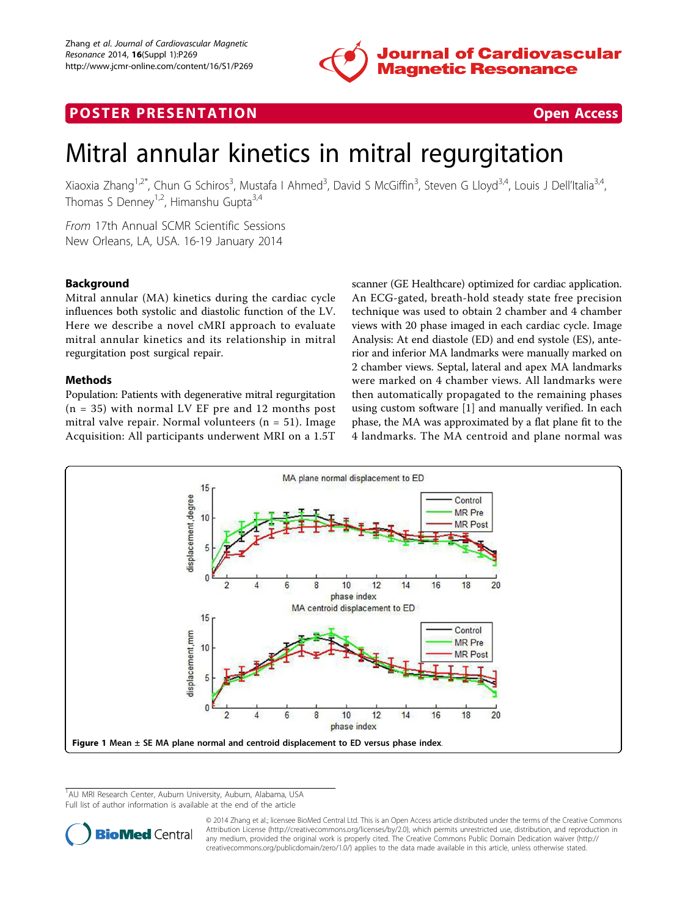# Mitral annular kinetics in mitral regurgitation

Xiaoxia Zhang[1,2*], Chun G Schiros[3], Mustafa I Ahmed[3], David S McGiffin[3], Steven G Lloyd[3,4], Louis J Dell'Italia[3,4], Thomas S Denney[1,2], Himanshu Gupta[3,4]

*From* 17th Annual SCMR Scientific Sessions
New Orleans, LA, USA. 16-19 January 2014

## Background

Mitral annular (MA) kinetics during the cardiac cycle influences both systolic and diastolic function of the LV. Here we describe a novel cMRI approach to evaluate mitral annular kinetics and its relationship in mitral regurgitation post surgical repair.

## Methods

Population: Patients with degenerative mitral regurgitation (n = 35) with normal LV EF pre and 12 months post mitral valve repair. Normal volunteers (n = 51). Image Acquisition: All participants underwent MRI on a 1.5T scanner (GE Healthcare) optimized for cardiac application. An ECG-gated, breath-hold steady state free precision technique was used to obtain 2 chamber and 4 chamber views with 20 phase imaged in each cardiac cycle. Image Analysis: At end diastole (ED) and end systole (ES), anterior and inferior MA landmarks were manually marked on 2 chamber views. Septal, lateral and apex MA landmarks were marked on 4 chamber views. All landmarks were then automatically propagated to the remaining phases using custom software [1] and manually verified. In each phase, the MA was approximated by a flat plane fit to the 4 landmarks. The MA centroid and plane normal was

**Figure 1** Mean ± SE MA plane normal and centroid displacement to ED versus phase index.

[1]AU MRI Research Center, Auburn University, Auburn, Alabama, USA
Full list of author information is available at the end of the article

© 2014 Zhang et al.; licensee BioMed Central Ltd. This is an Open Access article distributed under the terms of the Creative Commons Attribution License (http://creativecommons.org/licenses/by/2.0), which permits unrestricted use, distribution, and reproduction in any medium, provided the original work is properly cited. The Creative Commons Public Domain Dedication waiver (http://creativecommons.org/publicdomain/zero/1.0/) applies to the data made available in this article, unless otherwise stated.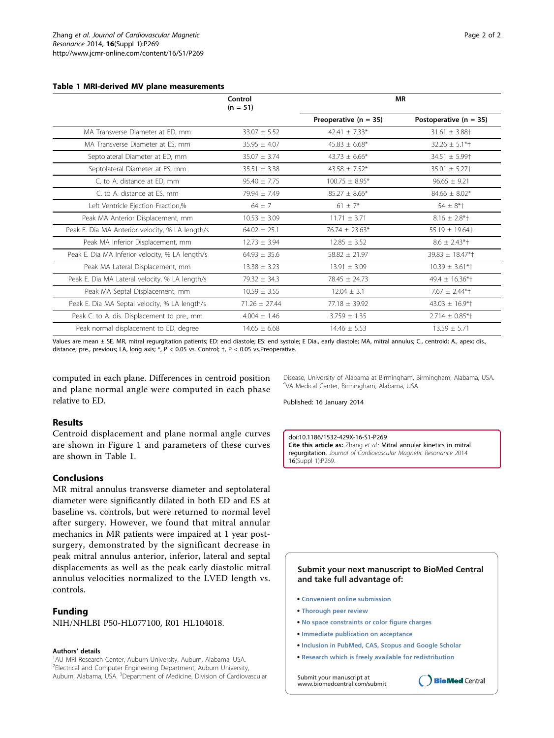**Table 1 MRI-derived MV plane measurements**

| | Control (n = 51) | MR | |
|---|---|---|---|
| | | Preoperative (n = 35) | Postoperative (n = 35) |
| MA Transverse Diameter at ED, mm | 33.07 ± 5.52 | 42.41 ± 7.33* | 31.61 ± 3.88† |
| MA Transverse Diameter at ES, mm | 35.95 ± 4.07 | 45.83 ± 6.68* | 32.26 ± 5.1*† |
| Septolateral Diameter at ED, mm | 35.07 ± 3.74 | 43.73 ± 6.66* | 34.51 ± 5.99† |
| Septolateral Diameter at ES, mm | 35.51 ± 3.38 | 43.58 ± 7.52* | 35.01 ± 5.27† |
| C. to A. distance at ED, mm | 95.40 ± 7.75 | 100.75 ± 8.95* | 96.65 ± 9.21 |
| C. to A. distance at ES, mm | 79.94 ± 7.49 | 85.27 ± 8.66* | 84.66 ± 8.02* |
| Left Ventricle Ejection Fraction,% | 64 ± 7 | 61 ± 7* | 54 ± 8*† |
| Peak MA Anterior Displacement, mm | 10.53 ± 3.09 | 11.71 ± 3.71 | 8.16 ± 2.8*† |
| Peak E. Dia MA Anterior velocity, % LA length/s | 64.02 ± 25.1 | 76.74 ± 23.63* | 55.19 ± 19.64† |
| Peak MA Inferior Displacement, mm | 12.73 ± 3.94 | 12.85 ± 3.52 | 8.6 ± 2.43*† |
| Peak E. Dia MA Inferior velocity, % LA length/s | 64.93 ± 35.6 | 58.82 ± 21.97 | 39.83 ± 18.47*† |
| Peak MA Lateral Displacement, mm | 13.38 ± 3.23 | 13.91 ± 3.09 | 10.39 ± 3.61*† |
| Peak E. Dia MA Lateral velocity, % LA length/s | 79.32 ± 34.3 | 78.45 ± 24.73 | 49.4 ± 16.36*† |
| Peak MA Septal Displacement, mm | 10.59 ± 3.55 | 12.04 ± 3.1 | 7.67 ± 2.44*† |
| Peak E. Dia MA Septal velocity, % LA length/s | 71.26 ± 27.44 | 77.18 ± 39.92 | 43.03 ± 16.9*† |
| Peak C. to A. dis. Displacement to pre., mm | 4.004 ± 1.46 | 3.759 ± 1.35 | 2.714 ± 0.85*† |
| Peak normal displacement to ED, degree | 14.65 ± 6.68 | 14.46 ± 5.53 | 13.59 ± 5.71 |

Values are mean ± SE. MR, mitral regurgitation patients; ED: end diastole; ES: end systole; E Dia., early diastole; MA, mitral annulus; C., centroid; A., apex; dis., distance; pre., previous; LA, long axis; *, P < 0.05 vs. Control; †, P < 0.05 vs.Preoperative.

computed in each plane. Differences in centroid position and plane normal angle were computed in each phase relative to ED.

## Results

Centroid displacement and plane normal angle curves are shown in Figure 1 and parameters of these curves are shown in Table 1.

## Conclusions

MR mitral annulus transverse diameter and septolateral diameter were significantly dilated in both ED and ES at baseline vs. controls, but were returned to normal level after surgery. However, we found that mitral annular mechanics in MR patients were impaired at 1 year post-surgery, demonstrated by the significant decrease in peak mitral annulus anterior, inferior, lateral and septal displacements as well as the peak early diastolic mitral annulus velocities normalized to the LVED length vs. controls.

## Funding

NIH/NHLBI P50-HL077100, R01 HL104018.

#### Authors' details

[1]AU MRI Research Center, Auburn University, Auburn, Alabama, USA. [2]Electrical and Computer Engineering Department, Auburn University, Auburn, Alabama, USA. [3]Department of Medicine, Division of Cardiovascular Disease, University of Alabama at Birmingham, Birmingham, Alabama, USA. [4]VA Medical Center, Birmingham, Alabama, USA.

Published: 16 January 2014

doi:10.1186/1532-429X-16-S1-P269

**Cite this article as:** Zhang *et al.*: Mitral annular kinetics in mitral regurgitation. *Journal of Cardiovascular Magnetic Resonance* 2014 **16**(Suppl 1):P269.

**Submit your next manuscript to BioMed Central and take full advantage of:**

- Convenient online submission
- Thorough peer review
- No space constraints or color figure charges
- Immediate publication on acceptance
- Inclusion in PubMed, CAS, Scopus and Google Scholar
- Research which is freely available for redistribution

Submit your manuscript at www.biomedcentral.com/submit

BioMed Central